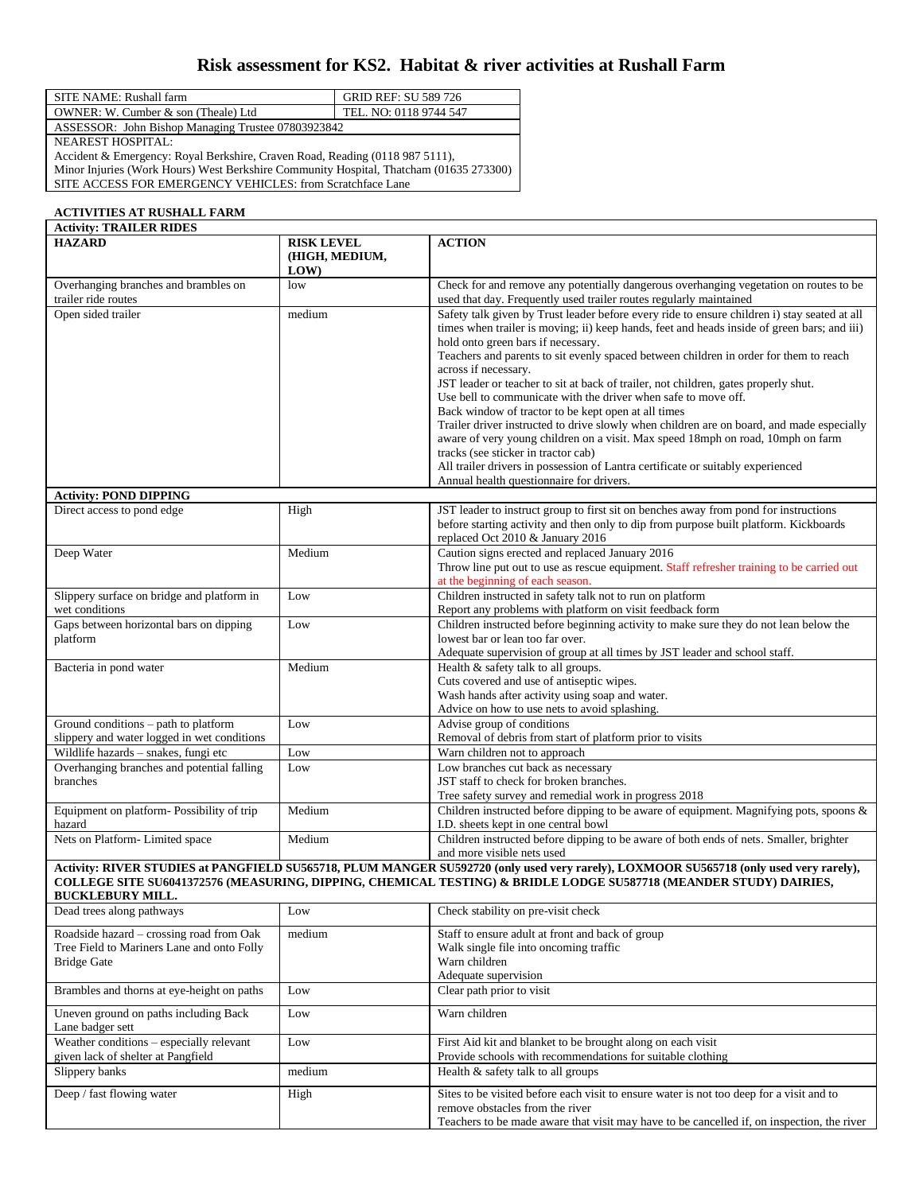# Risk assessment for KS2. Habitat & river activities at Rushall Farm

| SITE NAME: Rushall farm | GRID REF: SU 589 726 |
|---|---|
| OWNER: W. Cumber & son (Theale) Ltd | TEL. NO: 0118 9744 547 |
| ASSESSOR: John Bishop Managing Trustee 07803923842 | |
| NEAREST HOSPITAL:<br>Accident & Emergency: Royal Berkshire, Craven Road, Reading (0118 987 5111),<br>Minor Injuries (Work Hours) West Berkshire Community Hospital, Thatcham (01635 273300)<br>SITE ACCESS FOR EMERGENCY VEHICLES: from Scratchface Lane | |

**ACTIVITIES AT RUSHALL FARM**

| **Activity: TRAILER RIDES** | | |
|---|---|---|
| **HAZARD** | **RISK LEVEL (HIGH, MEDIUM, LOW)** | **ACTION** |
| Overhanging branches and brambles on trailer ride routes | low | Check for and remove any potentially dangerous overhanging vegetation on routes to be used that day. Frequently used trailer routes regularly maintained |
| Open sided trailer | medium | Safety talk given by Trust leader before every ride to ensure children i) stay seated at all times when trailer is moving; ii) keep hands, feet and heads inside of green bars; and iii) hold onto green bars if necessary.<br>Teachers and parents to sit evenly spaced between children in order for them to reach across if necessary.<br>JST leader or teacher to sit at back of trailer, not children, gates properly shut.<br>Use bell to communicate with the driver when safe to move off.<br>Back window of tractor to be kept open at all times<br>Trailer driver instructed to drive slowly when children are on board, and made especially aware of very young children on a visit. Max speed 18mph on road, 10mph on farm tracks (see sticker in tractor cab)<br>All trailer drivers in possession of Lantra certificate or suitably experienced<br>Annual health questionnaire for drivers. |
| **Activity: POND DIPPING** | | |
| Direct access to pond edge | High | JST leader to instruct group to first sit on benches away from pond for instructions before starting activity and then only to dip from purpose built platform. Kickboards replaced Oct 2010 & January 2016 |
| Deep Water | Medium | Caution signs erected and replaced January 2016<br>Throw line put out to use as rescue equipment. Staff refresher training to be carried out at the beginning of each season. |
| Slippery surface on bridge and platform in wet conditions | Low | Children instructed in safety talk not to run on platform<br>Report any problems with platform on visit feedback form |
| Gaps between horizontal bars on dipping platform | Low | Children instructed before beginning activity to make sure they do not lean below the lowest bar or lean too far over.<br>Adequate supervision of group at all times by JST leader and school staff. |
| Bacteria in pond water | Medium | Health & safety talk to all groups.<br>Cuts covered and use of antiseptic wipes.<br>Wash hands after activity using soap and water.<br>Advice on how to use nets to avoid splashing. |
| Ground conditions – path to platform slippery and water logged in wet conditions | Low | Advise group of conditions<br>Removal of debris from start of platform prior to visits |
| Wildlife hazards – snakes, fungi etc | Low | Warn children not to approach |
| Overhanging branches and potential falling branches | Low | Low branches cut back as necessary<br>JST staff to check for broken branches.<br>Tree safety survey and remedial work in progress 2018 |
| Equipment on platform- Possibility of trip hazard | Medium | Children instructed before dipping to be aware of equipment. Magnifying pots, spoons & I.D. sheets kept in one central bowl |
| Nets on Platform- Limited space | Medium | Children instructed before dipping to be aware of both ends of nets. Smaller, brighter and more visible nets used |
| **Activity: RIVER STUDIES at PANGFIELD SU565718, PLUM MANGER SU592720 (only used very rarely), LOXMOOR SU565718 (only used very rarely), COLLEGE SITE SU6041372576 (MEASURING, DIPPING, CHEMICAL TESTING) & BRIDLE LODGE SU587718 (MEANDER STUDY) DAIRIES, BUCKLEBURY MILL.** | | |
| Dead trees along pathways | Low | Check stability on pre-visit check |
| Roadside hazard – crossing road from Oak Tree Field to Mariners Lane and onto Folly Bridge Gate | medium | Staff to ensure adult at front and back of group<br>Walk single file into oncoming traffic<br>Warn children<br>Adequate supervision |
| Brambles and thorns at eye-height on paths | Low | Clear path prior to visit |
| Uneven ground on paths including Back Lane badger sett | Low | Warn children |
| Weather conditions – especially relevant given lack of shelter at Pangfield | Low | First Aid kit and blanket to be brought along on each visit<br>Provide schools with recommendations for suitable clothing |
| Slippery banks | medium | Health & safety talk to all groups |
| Deep / fast flowing water | High | Sites to be visited before each visit to ensure water is not too deep for a visit and to remove obstacles from the river<br>Teachers to be made aware that visit may have to be cancelled if, on inspection, the river |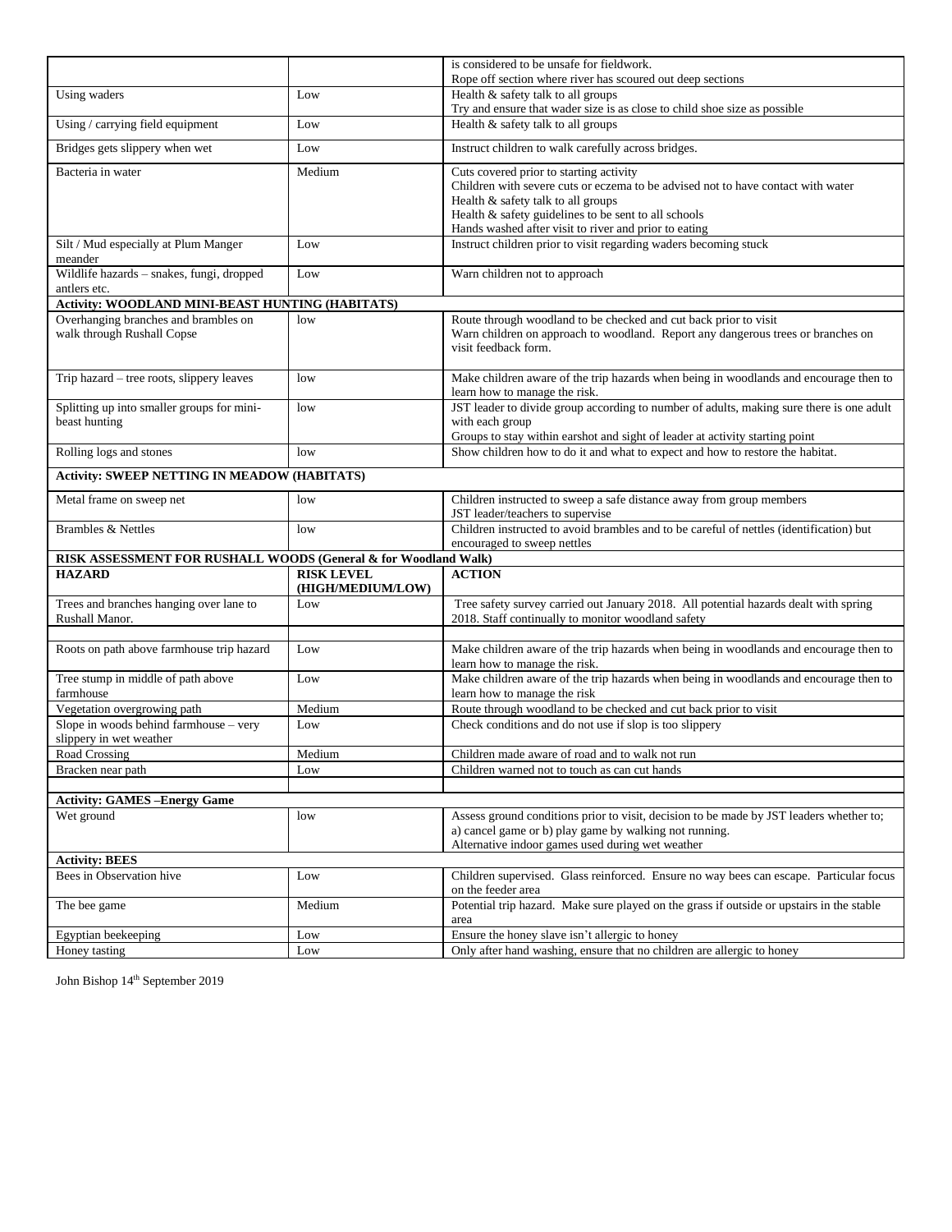| | | |
|---|---|---|
| | | is considered to be unsafe for fieldwork.<br>Rope off section where river has scoured out deep sections |
| Using waders | Low | Health & safety talk to all groups<br>Try and ensure that wader size is as close to child shoe size as possible |
| Using / carrying field equipment | Low | Health & safety talk to all groups |
| Bridges gets slippery when wet | Low | Instruct children to walk carefully across bridges. |
| Bacteria in water | Medium | Cuts covered prior to starting activity<br>Children with severe cuts or eczema to be advised not to have contact with water<br>Health & safety talk to all groups<br>Health & safety guidelines to be sent to all schools<br>Hands washed after visit to river and prior to eating |
| Silt / Mud especially at Plum Manger meander | Low | Instruct children prior to visit regarding waders becoming stuck |
| Wildlife hazards – snakes, fungi, dropped antlers etc. | Low | Warn children not to approach |
| **Activity: WOODLAND MINI-BEAST HUNTING (HABITATS)** | | |
| Overhanging branches and brambles on walk through Rushall Copse | low | Route through woodland to be checked and cut back prior to visit<br>Warn children on approach to woodland. Report any dangerous trees or branches on visit feedback form. |
| Trip hazard – tree roots, slippery leaves | low | Make children aware of the trip hazards when being in woodlands and encourage then to learn how to manage the risk. |
| Splitting up into smaller groups for mini-beast hunting | low | JST leader to divide group according to number of adults, making sure there is one adult with each group<br>Groups to stay within earshot and sight of leader at activity starting point |
| Rolling logs and stones | low | Show children how to do it and what to expect and how to restore the habitat. |
| **Activity: SWEEP NETTING IN MEADOW (HABITATS)** | | |
| Metal frame on sweep net | low | Children instructed to sweep a safe distance away from group members<br>JST leader/teachers to supervise |
| Brambles & Nettles | low | Children instructed to avoid brambles and to be careful of nettles (identification) but encouraged to sweep nettles |
| **RISK ASSESSMENT FOR RUSHALL WOODS (General & for Woodland Walk)** | | |
| **HAZARD** | **RISK LEVEL (HIGH/MEDIUM/LOW)** | **ACTION** |
| Trees and branches hanging over lane to Rushall Manor. | Low | Tree safety survey carried out January 2018. All potential hazards dealt with spring 2018. Staff continually to monitor woodland safety |
| | | |
| Roots on path above farmhouse trip hazard | Low | Make children aware of the trip hazards when being in woodlands and encourage then to learn how to manage the risk. |
| Tree stump in middle of path above farmhouse | Low | Make children aware of the trip hazards when being in woodlands and encourage then to learn how to manage the risk |
| Vegetation overgrowing path | Medium | Route through woodland to be checked and cut back prior to visit |
| Slope in woods behind farmhouse – very slippery in wet weather | Low | Check conditions and do not use if slop is too slippery |
| Road Crossing | Medium | Children made aware of road and to walk not run |
| Bracken near path | Low | Children warned not to touch as can cut hands |
| | | |
| **Activity: GAMES –Energy Game** | | |
| Wet ground | low | Assess ground conditions prior to visit, decision to be made by JST leaders whether to; a) cancel game or b) play game by walking not running.<br>Alternative indoor games used during wet weather |
| **Activity: BEES** | | |
| Bees in Observation hive | Low | Children supervised. Glass reinforced. Ensure no way bees can escape. Particular focus on the feeder area |
| The bee game | Medium | Potential trip hazard. Make sure played on the grass if outside or upstairs in the stable area |
| Egyptian beekeeping | Low | Ensure the honey slave isn't allergic to honey |
| Honey tasting | Low | Only after hand washing, ensure that no children are allergic to honey |

John Bishop 14th September 2019